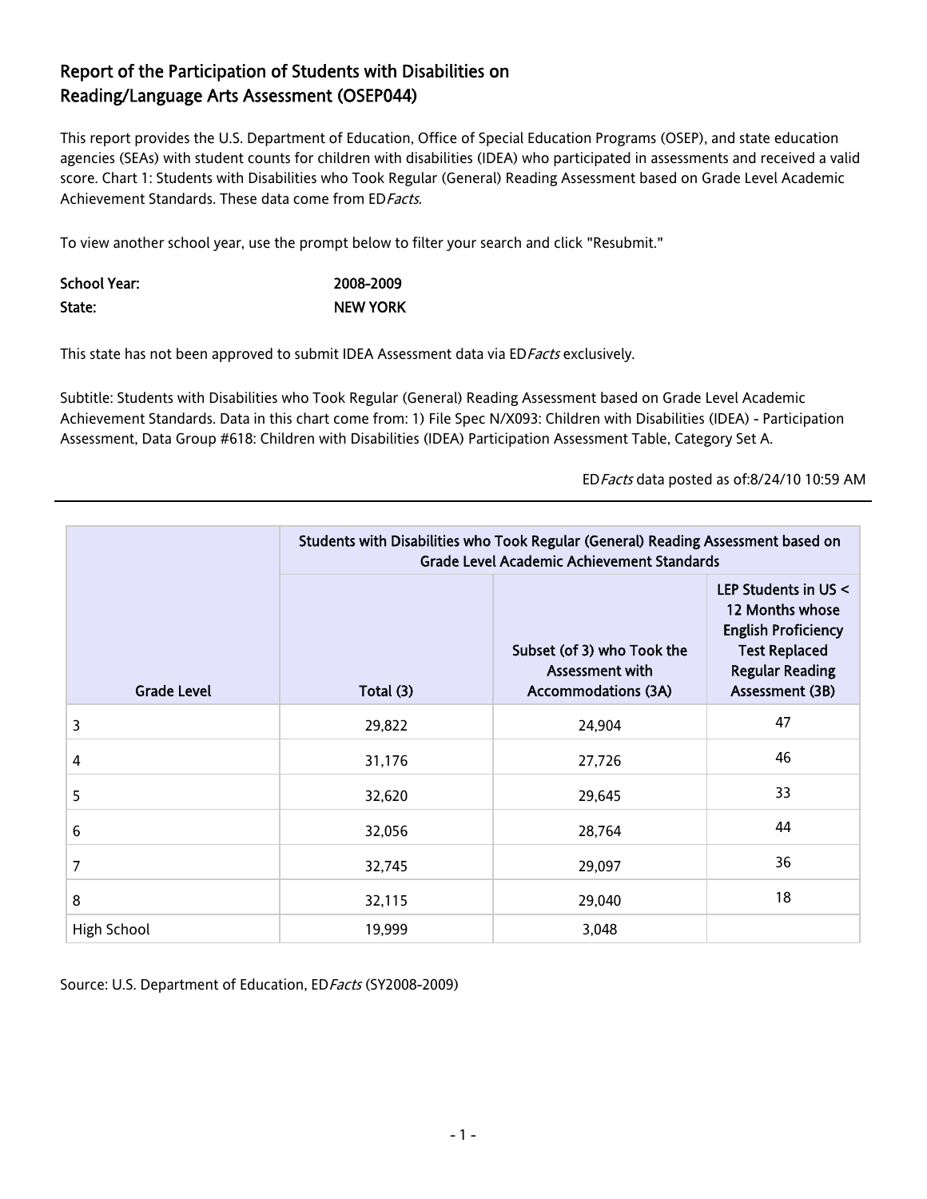# Report of the Participation of Students with Disabilities on Reading/Language Arts Assessment (OSEP044)

This report provides the U.S. Department of Education, Office of Special Education Programs (OSEP), and state education agencies (SEAs) with student counts for children with disabilities (IDEA) who participated in assessments and received a valid score. Chart 1: Students with Disabilities who Took Regular (General) Reading Assessment based on Grade Level Academic Achievement Standards. These data come from ED*Facts.*

To view another school year, use the prompt below to filter your search and click "Resubmit."

| | |
|---|---|
| **School Year:** | **2008-2009** |
| **State:** | **NEW YORK** |

This state has not been approved to submit IDEA Assessment data via ED*Facts* exclusively.

Subtitle: Students with Disabilities who Took Regular (General) Reading Assessment based on Grade Level Academic Achievement Standards. Data in this chart come from: 1) File Spec N/X093: Children with Disabilities (IDEA) - Participation Assessment, Data Group #618: Children with Disabilities (IDEA) Participation Assessment Table, Category Set A.

ED*Facts* data posted as of:8/24/10 10:59 AM

| Grade Level | Students with Disabilities who Took Regular (General) Reading Assessment based on Grade Level Academic Achievement Standards | | |
|---|---|---|---|
| | Total (3) | Subset (of 3) who Took the Assessment with Accommodations (3A) | LEP Students in US < 12 Months whose English Proficiency Test Replaced Regular Reading Assessment (3B) |
| 3 | 29,822 | 24,904 | 47 |
| 4 | 31,176 | 27,726 | 46 |
| 5 | 32,620 | 29,645 | 33 |
| 6 | 32,056 | 28,764 | 44 |
| 7 | 32,745 | 29,097 | 36 |
| 8 | 32,115 | 29,040 | 18 |
| High School | 19,999 | 3,048 | |

Source: U.S. Department of Education, ED*Facts* (SY2008-2009)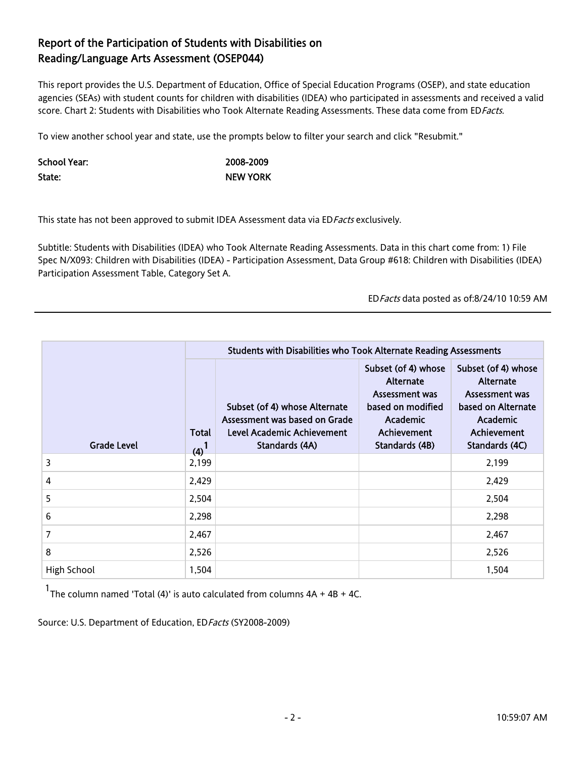## Report of the Participation of Students with Disabilities on Reading/Language Arts Assessment (OSEP044)

This report provides the U.S. Department of Education, Office of Special Education Programs (OSEP), and state education agencies (SEAs) with student counts for children with disabilities (IDEA) who participated in assessments and received a valid score. Chart 2: Students with Disabilities who Took Alternate Reading Assessments. These data come from ED*Facts.*

To view another school year and state, use the prompts below to filter your search and click "Resubmit."

**School Year:** **2008-2009**

**State:** **NEW YORK**

This state has not been approved to submit IDEA Assessment data via ED*Facts* exclusively.

Subtitle: Students with Disabilities (IDEA) who Took Alternate Reading Assessments. Data in this chart come from: 1) File Spec N/X093: Children with Disabilities (IDEA) - Participation Assessment, Data Group #618: Children with Disabilities (IDEA) Participation Assessment Table, Category Set A.

ED*Facts* data posted as of:8/24/10 10:59 AM

| | Students with Disabilities who Took Alternate Reading Assessments | | | |
|---|---|---|---|---|
| Grade Level | Total (4)[1] | Subset (of 4) whose Alternate Assessment was based on Grade Level Academic Achievement Standards (4A) | Subset (of 4) whose Alternate Assessment was based on modified Academic Achievement Standards (4B) | Subset (of 4) whose Alternate Assessment was based on Alternate Academic Achievement Standards (4C) |
| 3 | 2,199 | | | 2,199 |
| 4 | 2,429 | | | 2,429 |
| 5 | 2,504 | | | 2,504 |
| 6 | 2,298 | | | 2,298 |
| 7 | 2,467 | | | 2,467 |
| 8 | 2,526 | | | 2,526 |
| High School | 1,504 | | | 1,504 |

[1] The column named 'Total (4)' is auto calculated from columns 4A + 4B + 4C.

Source: U.S. Department of Education, ED*Facts* (SY2008-2009)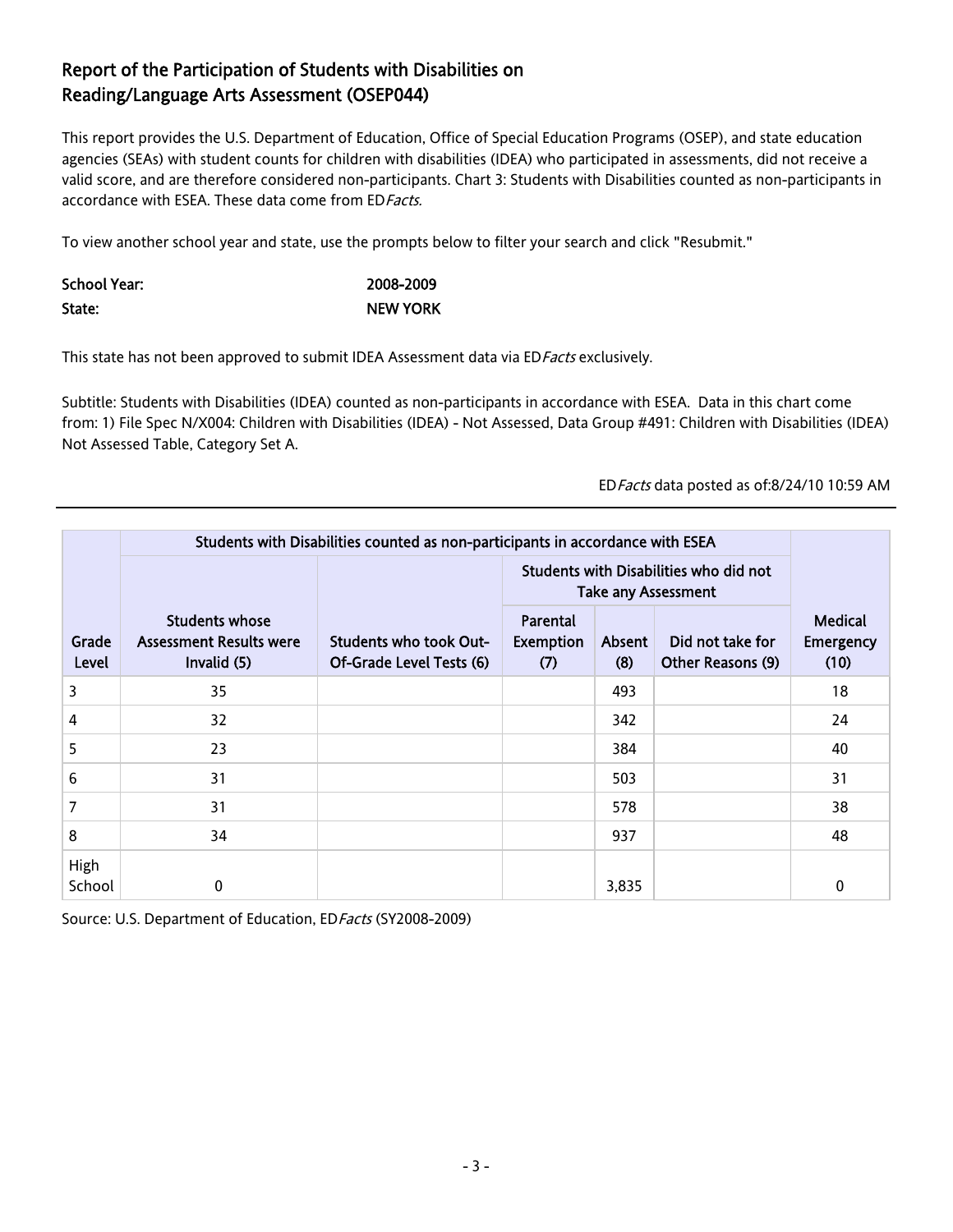## Report of the Participation of Students with Disabilities on Reading/Language Arts Assessment (OSEP044)

This report provides the U.S. Department of Education, Office of Special Education Programs (OSEP), and state education agencies (SEAs) with student counts for children with disabilities (IDEA) who participated in assessments, did not receive a valid score, and are therefore considered non-participants. Chart 3: Students with Disabilities counted as non-participants in accordance with ESEA. These data come from ED*Facts*.

To view another school year and state, use the prompts below to filter your search and click "Resubmit."

**School Year:** **2008-2009**
**State:** **NEW YORK**

This state has not been approved to submit IDEA Assessment data via ED*Facts* exclusively.

Subtitle: Students with Disabilities (IDEA) counted as non-participants in accordance with ESEA. Data in this chart come from: 1) File Spec N/X004: Children with Disabilities (IDEA) - Not Assessed, Data Group #491: Children with Disabilities (IDEA) Not Assessed Table, Category Set A.

ED*Facts* data posted as of:8/24/10 10:59 AM

| | Students with Disabilities counted as non-participants in accordance with ESEA | | | | | |
|---|---|---|---|---|---|---|
| | | | Students with Disabilities who did not Take any Assessment | | | |
| Grade Level | Students whose Assessment Results were Invalid (5) | Students who took Out-Of-Grade Level Tests (6) | Parental Exemption (7) | Absent (8) | Did not take for Other Reasons (9) | Medical Emergency (10) |
| 3 | 35 | | | 493 | | 18 |
| 4 | 32 | | | 342 | | 24 |
| 5 | 23 | | | 384 | | 40 |
| 6 | 31 | | | 503 | | 31 |
| 7 | 31 | | | 578 | | 38 |
| 8 | 34 | | | 937 | | 48 |
| High School | 0 | | | 3,835 | | 0 |

Source: U.S. Department of Education, ED*Facts* (SY2008-2009)